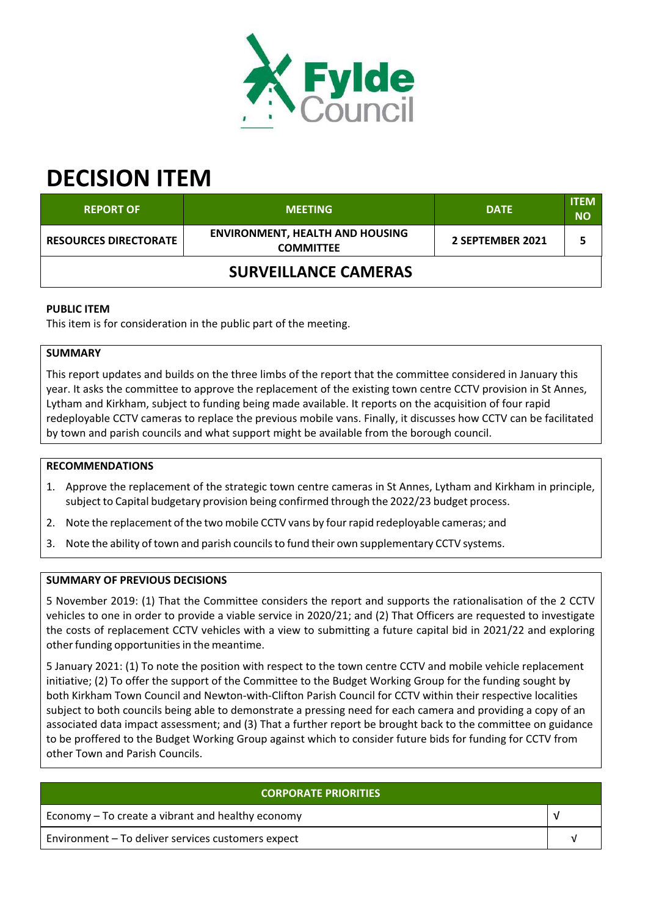# DECISION ITEM

| REPORT OF | MEETING | DATE | ITEM NO |
|---|---|---|---|
| RESOURCES DIRECTORATE | ENVIRONMENT, HEALTH AND HOUSING COMMITTEE | 2 SEPTEMBER 2021 | 5 |
| SURVEILLANCE CAMERAS | | | |

**PUBLIC ITEM**

This item is for consideration in the public part of the meeting.

**SUMMARY**

This report updates and builds on the three limbs of the report that the committee considered in January this year. It asks the committee to approve the replacement of the existing town centre CCTV provision in St Annes, Lytham and Kirkham, subject to funding being made available. It reports on the acquisition of four rapid redeployable CCTV cameras to replace the previous mobile vans. Finally, it discusses how CCTV can be facilitated by town and parish councils and what support might be available from the borough council.

**RECOMMENDATIONS**

1. Approve the replacement of the strategic town centre cameras in St Annes, Lytham and Kirkham in principle, subject to Capital budgetary provision being confirmed through the 2022/23 budget process.
2. Note the replacement of the two mobile CCTV vans by four rapid redeployable cameras; and
3. Note the ability of town and parish councils to fund their own supplementary CCTV systems.

**SUMMARY OF PREVIOUS DECISIONS**

5 November 2019: (1) That the Committee considers the report and supports the rationalisation of the 2 CCTV vehicles to one in order to provide a viable service in 2020/21; and (2) That Officers are requested to investigate the costs of replacement CCTV vehicles with a view to submitting a future capital bid in 2021/22 and exploring other funding opportunities in the meantime.

5 January 2021: (1) To note the position with respect to the town centre CCTV and mobile vehicle replacement initiative; (2) To offer the support of the Committee to the Budget Working Group for the funding sought by both Kirkham Town Council and Newton-with-Clifton Parish Council for CCTV within their respective localities subject to both councils being able to demonstrate a pressing need for each camera and providing a copy of an associated data impact assessment; and (3) That a further report be brought back to the committee on guidance to be proffered to the Budget Working Group against which to consider future bids for funding for CCTV from other Town and Parish Councils.

| CORPORATE PRIORITIES | |
|---|---|
| Economy – To create a vibrant and healthy economy | √ |
| Environment – To deliver services customers expect | √ |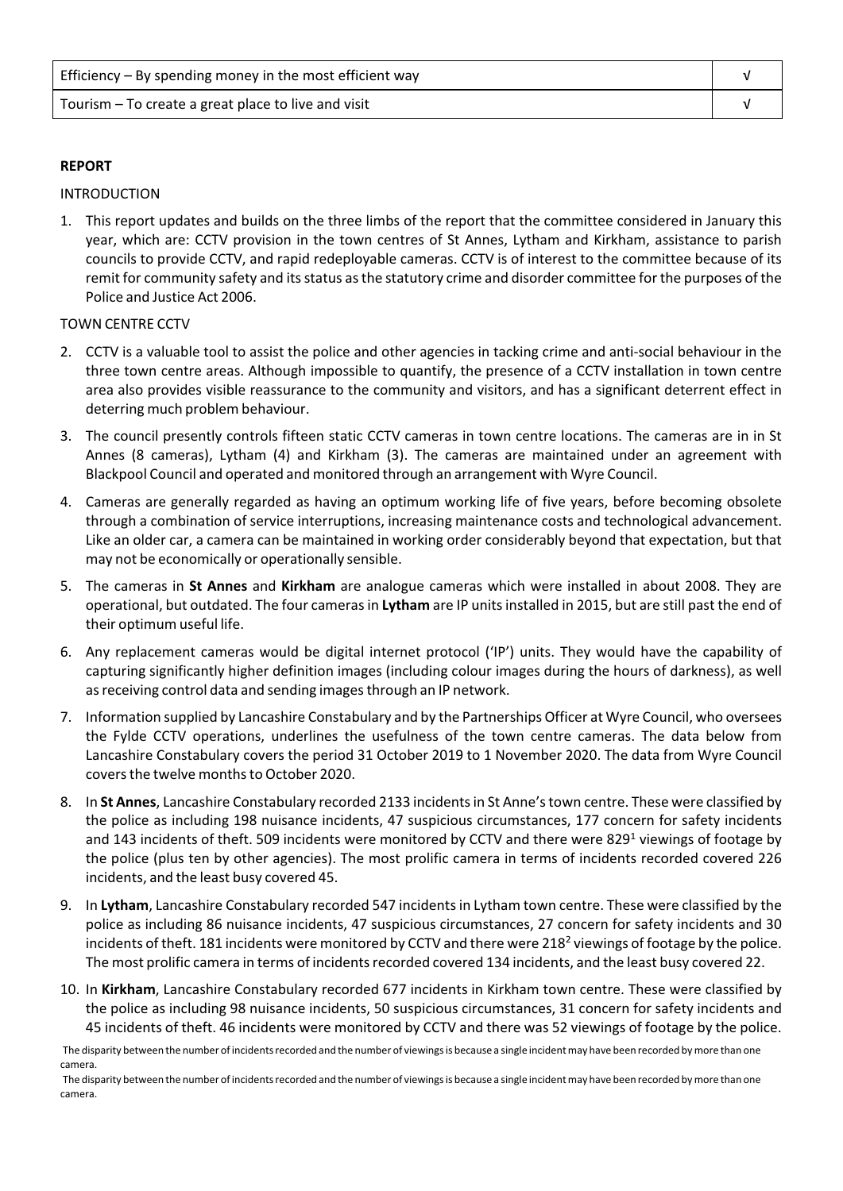| Efficiency – By spending money in the most efficient way | √ |
| --- | --- |
| Tourism – To create a great place to live and visit | √ |

**REPORT**

INTRODUCTION

1. This report updates and builds on the three limbs of the report that the committee considered in January this year, which are: CCTV provision in the town centres of St Annes, Lytham and Kirkham, assistance to parish councils to provide CCTV, and rapid redeployable cameras. CCTV is of interest to the committee because of its remit for community safety and its status as the statutory crime and disorder committee for the purposes of the Police and Justice Act 2006.

TOWN CENTRE CCTV

2. CCTV is a valuable tool to assist the police and other agencies in tacking crime and anti-social behaviour in the three town centre areas. Although impossible to quantify, the presence of a CCTV installation in town centre area also provides visible reassurance to the community and visitors, and has a significant deterrent effect in deterring much problem behaviour.
3. The council presently controls fifteen static CCTV cameras in town centre locations. The cameras are in in St Annes (8 cameras), Lytham (4) and Kirkham (3). The cameras are maintained under an agreement with Blackpool Council and operated and monitored through an arrangement with Wyre Council.
4. Cameras are generally regarded as having an optimum working life of five years, before becoming obsolete through a combination of service interruptions, increasing maintenance costs and technological advancement. Like an older car, a camera can be maintained in working order considerably beyond that expectation, but that may not be economically or operationally sensible.
5. The cameras in **St Annes** and **Kirkham** are analogue cameras which were installed in about 2008. They are operational, but outdated. The four cameras in **Lytham** are IP units installed in 2015, but are still past the end of their optimum useful life.
6. Any replacement cameras would be digital internet protocol ('IP') units. They would have the capability of capturing significantly higher definition images (including colour images during the hours of darkness), as well as receiving control data and sending images through an IP network.
7. Information supplied by Lancashire Constabulary and by the Partnerships Officer at Wyre Council, who oversees the Fylde CCTV operations, underlines the usefulness of the town centre cameras. The data below from Lancashire Constabulary covers the period 31 October 2019 to 1 November 2020. The data from Wyre Council covers the twelve months to October 2020.
8. In **St Annes**, Lancashire Constabulary recorded 2133 incidents in St Anne's town centre. These were classified by the police as including 198 nuisance incidents, 47 suspicious circumstances, 177 concern for safety incidents and 143 incidents of theft. 509 incidents were monitored by CCTV and there were 829[1] viewings of footage by the police (plus ten by other agencies). The most prolific camera in terms of incidents recorded covered 226 incidents, and the least busy covered 45.
9. In **Lytham**, Lancashire Constabulary recorded 547 incidents in Lytham town centre. These were classified by the police as including 86 nuisance incidents, 47 suspicious circumstances, 27 concern for safety incidents and 30 incidents of theft. 181 incidents were monitored by CCTV and there were 218[2] viewings of footage by the police. The most prolific camera in terms of incidents recorded covered 134 incidents, and the least busy covered 22.
10. In **Kirkham**, Lancashire Constabulary recorded 677 incidents in Kirkham town centre. These were classified by the police as including 98 nuisance incidents, 50 suspicious circumstances, 31 concern for safety incidents and 45 incidents of theft. 46 incidents were monitored by CCTV and there was 52 viewings of footage by the police.

The disparity between the number of incidents recorded and the number of viewings is because a single incident may have been recorded by more than one camera.

The disparity between the number of incidents recorded and the number of viewings is because a single incident may have been recorded by more than one camera.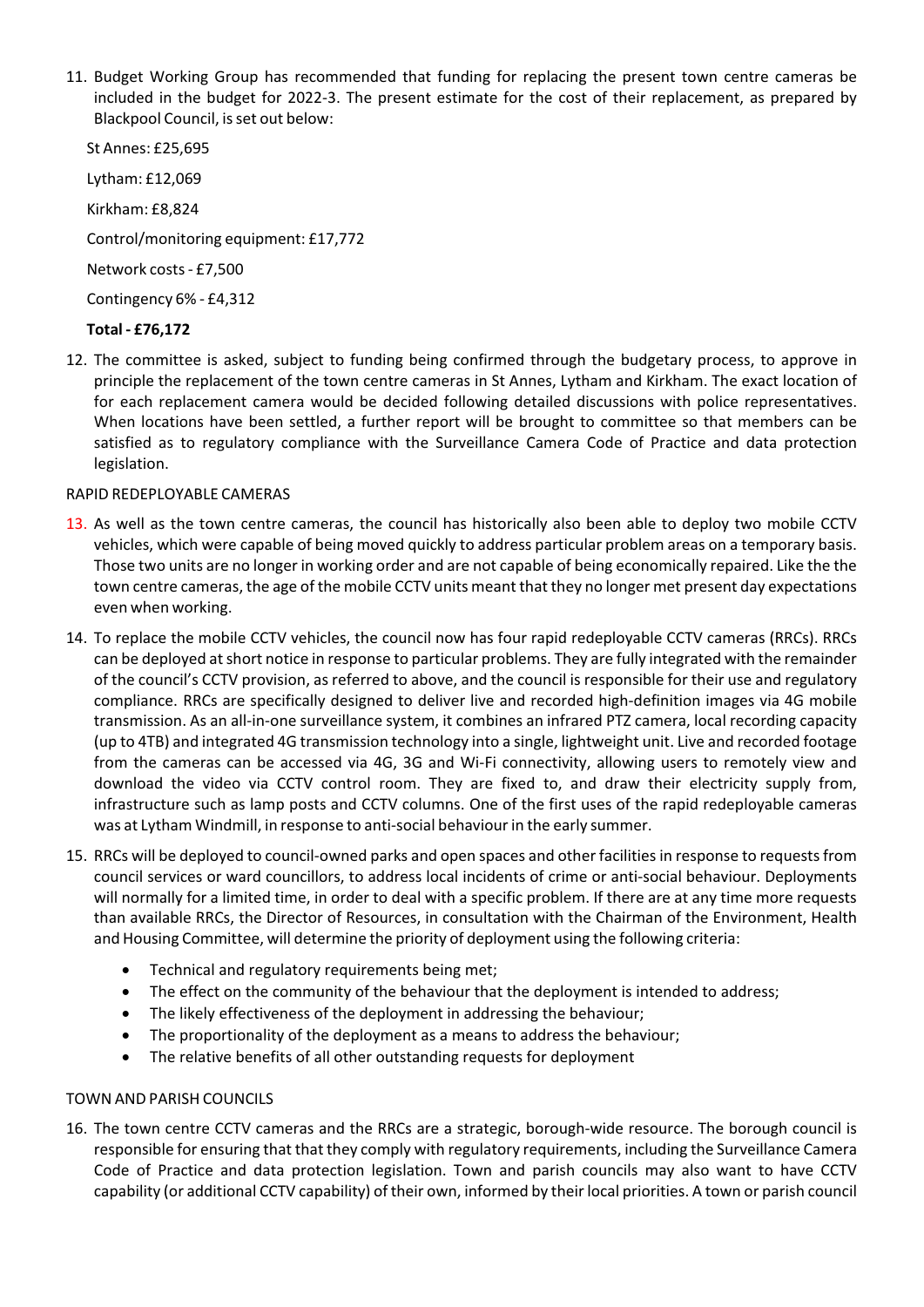11. Budget Working Group has recommended that funding for replacing the present town centre cameras be included in the budget for 2022-3. The present estimate for the cost of their replacement, as prepared by Blackpool Council, is set out below:

    St Annes: £25,695

    Lytham: £12,069

    Kirkham: £8,824

    Control/monitoring equipment: £17,772

    Network costs - £7,500

    Contingency 6% - £4,312

    **Total - £76,172**

12. The committee is asked, subject to funding being confirmed through the budgetary process, to approve in principle the replacement of the town centre cameras in St Annes, Lytham and Kirkham. The exact location of for each replacement camera would be decided following detailed discussions with police representatives. When locations have been settled, a further report will be brought to committee so that members can be satisfied as to regulatory compliance with the Surveillance Camera Code of Practice and data protection legislation.

RAPID REDEPLOYABLE CAMERAS

13. As well as the town centre cameras, the council has historically also been able to deploy two mobile CCTV vehicles, which were capable of being moved quickly to address particular problem areas on a temporary basis. Those two units are no longer in working order and are not capable of being economically repaired. Like the the town centre cameras, the age of the mobile CCTV units meant that they no longer met present day expectations even when working.

14. To replace the mobile CCTV vehicles, the council now has four rapid redeployable CCTV cameras (RRCs). RRCs can be deployed at short notice in response to particular problems. They are fully integrated with the remainder of the council's CCTV provision, as referred to above, and the council is responsible for their use and regulatory compliance. RRCs are specifically designed to deliver live and recorded high-definition images via 4G mobile transmission. As an all-in-one surveillance system, it combines an infrared PTZ camera, local recording capacity (up to 4TB) and integrated 4G transmission technology into a single, lightweight unit. Live and recorded footage from the cameras can be accessed via 4G, 3G and Wi-Fi connectivity, allowing users to remotely view and download the video via CCTV control room. They are fixed to, and draw their electricity supply from, infrastructure such as lamp posts and CCTV columns. One of the first uses of the rapid redeployable cameras was at Lytham Windmill, in response to anti-social behaviour in the early summer.

15. RRCs will be deployed to council-owned parks and open spaces and other facilities in response to requests from council services or ward councillors, to address local incidents of crime or anti-social behaviour. Deployments will normally for a limited time, in order to deal with a specific problem. If there are at any time more requests than available RRCs, the Director of Resources, in consultation with the Chairman of the Environment, Health and Housing Committee, will determine the priority of deployment using the following criteria:

    - Technical and regulatory requirements being met;
    - The effect on the community of the behaviour that the deployment is intended to address;
    - The likely effectiveness of the deployment in addressing the behaviour;
    - The proportionality of the deployment as a means to address the behaviour;
    - The relative benefits of all other outstanding requests for deployment

TOWN AND PARISH COUNCILS

16. The town centre CCTV cameras and the RRCs are a strategic, borough-wide resource. The borough council is responsible for ensuring that that they comply with regulatory requirements, including the Surveillance Camera Code of Practice and data protection legislation. Town and parish councils may also want to have CCTV capability (or additional CCTV capability) of their own, informed by their local priorities. A town or parish council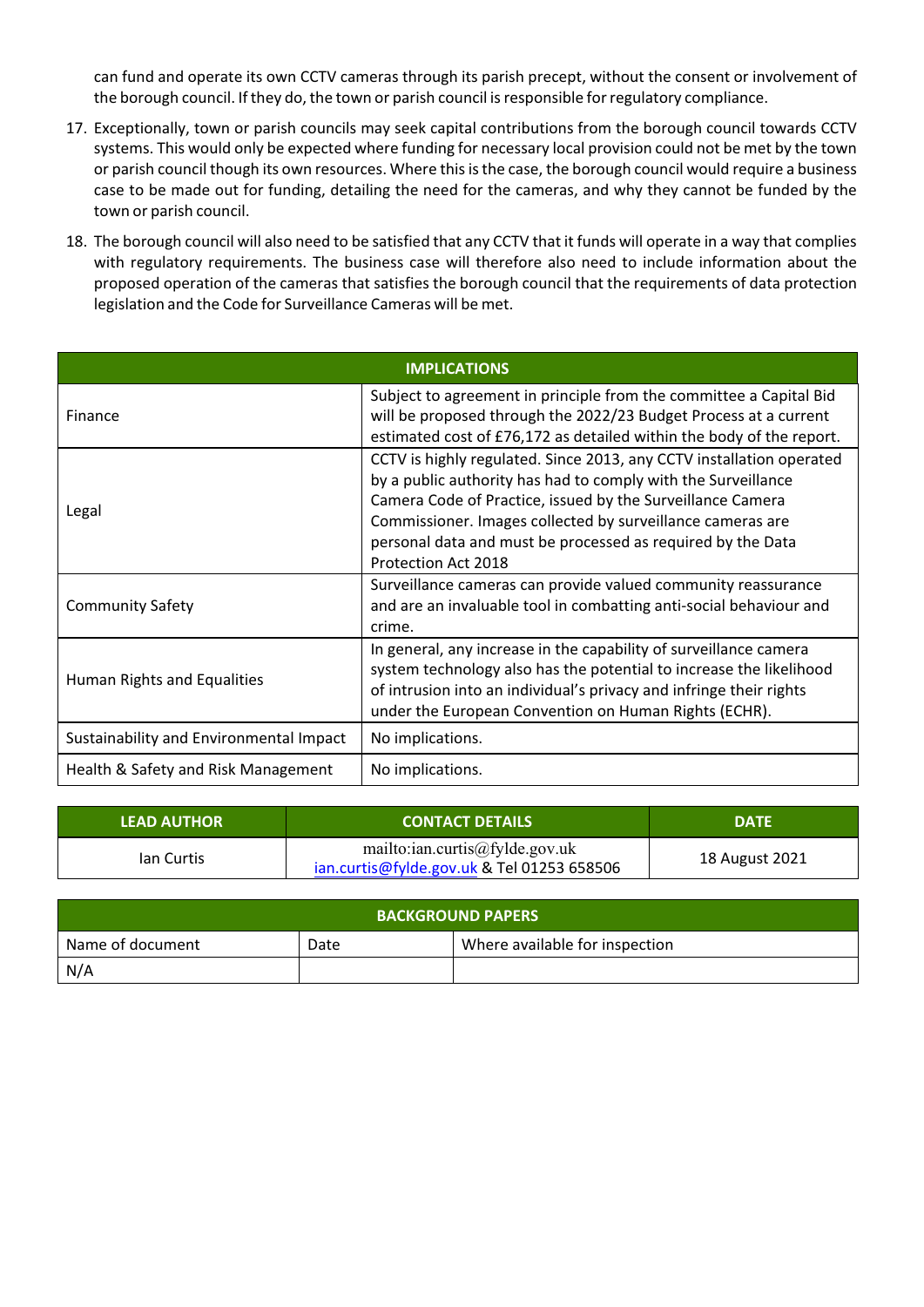can fund and operate its own CCTV cameras through its parish precept, without the consent or involvement of the borough council. If they do, the town or parish council is responsible for regulatory compliance.

17. Exceptionally, town or parish councils may seek capital contributions from the borough council towards CCTV systems. This would only be expected where funding for necessary local provision could not be met by the town or parish council though its own resources. Where this is the case, the borough council would require a business case to be made out for funding, detailing the need for the cameras, and why they cannot be funded by the town or parish council.

18. The borough council will also need to be satisfied that any CCTV that it funds will operate in a way that complies with regulatory requirements. The business case will therefore also need to include information about the proposed operation of the cameras that satisfies the borough council that the requirements of data protection legislation and the Code for Surveillance Cameras will be met.

| IMPLICATIONS | |
|---|---|
| Finance | Subject to agreement in principle from the committee a Capital Bid will be proposed through the 2022/23 Budget Process at a current estimated cost of £76,172 as detailed within the body of the report. |
| Legal | CCTV is highly regulated. Since 2013, any CCTV installation operated by a public authority has had to comply with the Surveillance Camera Code of Practice, issued by the Surveillance Camera Commissioner. Images collected by surveillance cameras are personal data and must be processed as required by the Data Protection Act 2018 |
| Community Safety | Surveillance cameras can provide valued community reassurance and are an invaluable tool in combatting anti-social behaviour and crime. |
| Human Rights and Equalities | In general, any increase in the capability of surveillance camera system technology also has the potential to increase the likelihood of intrusion into an individual's privacy and infringe their rights under the European Convention on Human Rights (ECHR). |
| Sustainability and Environmental Impact | No implications. |
| Health & Safety and Risk Management | No implications. |

| LEAD AUTHOR | CONTACT DETAILS | DATE |
|---|---|---|
| Ian Curtis | mailto:ian.curtis@fylde.gov.uk ian.curtis@fylde.gov.uk & Tel 01253 658506 | 18 August 2021 |

| BACKGROUND PAPERS | | |
|---|---|---|
| Name of document | Date | Where available for inspection |
| N/A | | |